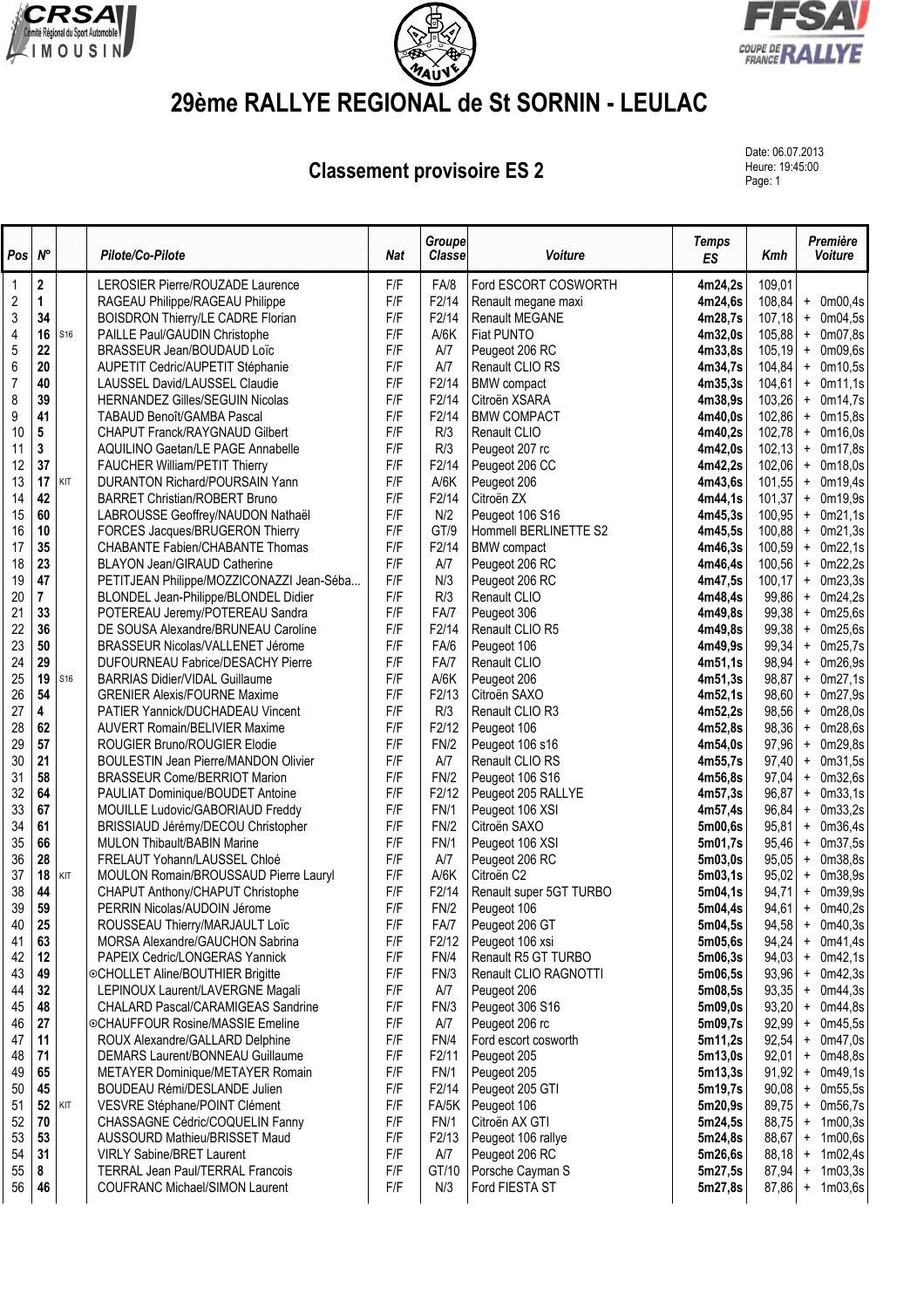# 29ème RALLYE REGIONAL de St SORNIN - LEULAC

## Classement provisoire ES 2

Date: 06.07.2013
Heure: 19:45:00

| Pos | N° | | Pilote/Co-Pilote | Nat | Groupe Classe | Voiture | Temps ES | Kmh | Première Voiture |
|---|---|---|---|---|---|---|---|---|---|
| 1 | 2 | | LEROSIER Pierre/ROUZADE Laurence | F/F | FA/8 | Ford ESCORT COSWORTH | 4m24,2s | 109,01 | |
| 2 | 1 | | RAGEAU Philippe/RAGEAU Philippe | F/F | F2/14 | Renault megane maxi | 4m24,6s | 108,84 | + 0m00,4s |
| 3 | 34 | | BOISDRON Thierry/LE CADRE Florian | F/F | F2/14 | Renault MEGANE | 4m28,7s | 107,18 | + 0m04,5s |
| 4 | 16 | S16 | PAILLE Paul/GAUDIN Christophe | F/F | A/6K | Fiat PUNTO | 4m32,0s | 105,88 | + 0m07,8s |
| 5 | 22 | | BRASSEUR Jean/BOUDAUD Loïc | F/F | A/7 | Peugeot 206 RC | 4m33,8s | 105,19 | + 0m09,6s |
| 6 | 20 | | AUPETIT Cedric/AUPETIT Stéphanie | F/F | A/7 | Renault CLIO RS | 4m34,7s | 104,84 | + 0m10,5s |
| 7 | 40 | | LAUSSEL David/LAUSSEL Claudie | F/F | F2/14 | BMW compact | 4m35,3s | 104,61 | + 0m11,1s |
| 8 | 39 | | HERNANDEZ Gilles/SEGUIN Nicolas | F/F | F2/14 | Citroën XSARA | 4m38,9s | 103,26 | + 0m14,7s |
| 9 | 41 | | TABAUD Benoît/GAMBA Pascal | F/F | F2/14 | BMW COMPACT | 4m40,0s | 102,86 | + 0m15,8s |
| 10 | 5 | | CHAPUT Franck/RAYGNAUD Gilbert | F/F | R/3 | Renault CLIO | 4m40,2s | 102,78 | + 0m16,0s |
| 11 | 3 | | AQUILINO Gaetan/LE PAGE Annabelle | F/F | R/3 | Peugeot 207 rc | 4m42,0s | 102,13 | + 0m17,8s |
| 12 | 37 | | FAUCHER William/PETIT Thierry | F/F | F2/14 | Peugeot 206 CC | 4m42,2s | 102,06 | + 0m18,0s |
| 13 | 17 | KIT | DURANTON Richard/POURSAIN Yann | F/F | A/6K | Peugeot 206 | 4m43,6s | 101,55 | + 0m19,4s |
| 14 | 42 | | BARRET Christian/ROBERT Bruno | F/F | F2/14 | Citroën ZX | 4m44,1s | 101,37 | + 0m19,9s |
| 15 | 60 | | LABROUSSE Geoffrey/NAUDON Nathaël | F/F | N/2 | Peugeot 106 S16 | 4m45,3s | 100,95 | + 0m21,1s |
| 16 | 10 | | FORCES Jacques/BRUGERON Thierry | F/F | GT/9 | Hommell BERLINETTE S2 | 4m45,5s | 100,88 | + 0m21,3s |
| 17 | 35 | | CHABANTE Fabien/CHABANTE Thomas | F/F | F2/14 | BMW compact | 4m46,3s | 100,59 | + 0m22,1s |
| 18 | 23 | | BLAYON Jean/GIRAUD Catherine | F/F | A/7 | Peugeot 206 RC | 4m46,4s | 100,56 | + 0m22,2s |
| 19 | 47 | | PETITJEAN Philippe/MOZZICONAZZI Jean-Séba... | F/F | N/3 | Peugeot 206 RC | 4m47,5s | 100,17 | + 0m23,3s |
| 20 | 7 | | BLONDEL Jean-Philippe/BLONDEL Didier | F/F | R/3 | Renault CLIO | 4m48,4s | 99,86 | + 0m24,2s |
| 21 | 33 | | POTEREAU Jeremy/POTEREAU Sandra | F/F | FA/7 | Peugeot 306 | 4m49,8s | 99,38 | + 0m25,6s |
| 22 | 36 | | DE SOUSA Alexandre/BRUNEAU Caroline | F/F | F2/14 | Renault CLIO R5 | 4m49,8s | 99,38 | + 0m25,6s |
| 23 | 50 | | BRASSEUR Nicolas/VALLENET Jérome | F/F | FA/6 | Peugeot 106 | 4m49,9s | 99,34 | + 0m25,7s |
| 24 | 29 | | DUFOURNEAU Fabrice/DESACHY Pierre | F/F | FA/7 | Renault CLIO | 4m51,1s | 98,94 | + 0m26,9s |
| 25 | 19 | S16 | BARRIAS Didier/VIDAL Guillaume | F/F | A/6K | Peugeot 206 | 4m51,3s | 98,87 | + 0m27,1s |
| 26 | 54 | | GRENIER Alexis/FOURNE Maxime | F/F | F2/13 | Citroën SAXO | 4m52,1s | 98,60 | + 0m27,9s |
| 27 | 4 | | PATIER Yannick/DUCHADEAU Vincent | F/F | R/3 | Renault CLIO R3 | 4m52,2s | 98,56 | + 0m28,0s |
| 28 | 62 | | AUVERT Romain/BELIVIER Maxime | F/F | F2/12 | Peugeot 106 | 4m52,8s | 98,36 | + 0m28,6s |
| 29 | 57 | | ROUGIER Bruno/ROUGIER Elodie | F/F | FN/2 | Peugeot 106 s16 | 4m54,0s | 97,96 | + 0m29,8s |
| 30 | 21 | | BOULESTIN Jean Pierre/MANDON Olivier | F/F | A/7 | Renault CLIO RS | 4m55,7s | 97,40 | + 0m31,5s |
| 31 | 58 | | BRASSEUR Come/BERRIOT Marion | F/F | FN/2 | Peugeot 106 S16 | 4m56,8s | 97,04 | + 0m32,6s |
| 32 | 64 | | PAULIAT Dominique/BOUDET Antoine | F/F | F2/12 | Peugeot 205 RALLYE | 4m57,3s | 96,87 | + 0m33,1s |
| 33 | 67 | | MOUILLE Ludovic/GABORIAUD Freddy | F/F | FN/1 | Peugeot 106 XSI | 4m57,4s | 96,84 | + 0m33,2s |
| 34 | 61 | | BRISSIAUD Jérémy/DECOU Christopher | F/F | FN/2 | Citroën SAXO | 5m00,6s | 95,81 | + 0m36,4s |
| 35 | 66 | | MULON Thibault/BABIN Marine | F/F | FN/1 | Peugeot 106 XSI | 5m01,7s | 95,46 | + 0m37,5s |
| 36 | 28 | | FRELAUT Yohann/LAUSSEL Chloé | F/F | A/7 | Peugeot 206 RC | 5m03,0s | 95,05 | + 0m38,8s |
| 37 | 18 | KIT | MOULON Romain/BROUSSAUD Pierre Lauryl | F/F | A/6K | Citroën C2 | 5m03,1s | 95,02 | + 0m38,9s |
| 38 | 44 | | CHAPUT Anthony/CHAPUT Christophe | F/F | F2/14 | Renault super 5GT TURBO | 5m04,1s | 94,71 | + 0m39,9s |
| 39 | 59 | | PERRIN Nicolas/AUDOIN Jérome | F/F | FN/2 | Peugeot 106 | 5m04,4s | 94,61 | + 0m40,2s |
| 40 | 25 | | ROUSSEAU Thierry/MARJAULT Loïc | F/F | FA/7 | Peugeot 206 GT | 5m04,5s | 94,58 | + 0m40,3s |
| 41 | 63 | | MORSA Alexandre/GAUCHON Sabrina | F/F | F2/12 | Peugeot 106 xsi | 5m05,6s | 94,24 | + 0m41,4s |
| 42 | 12 | | PAPEIX Cedric/LONGERAS Yannick | F/F | FN/4 | Renault R5 GT TURBO | 5m06,3s | 94,03 | + 0m42,1s |
| 43 | 49 | | ⊙CHOLLET Aline/BOUTHIER Brigitte | F/F | FN/3 | Renault CLIO RAGNOTTI | 5m06,5s | 93,96 | + 0m42,3s |
| 44 | 32 | | LEPINOUX Laurent/LAVERGNE Magali | F/F | A/7 | Peugeot 206 | 5m08,5s | 93,35 | + 0m44,3s |
| 45 | 48 | | CHALARD Pascal/CARAMIGEAS Sandrine | F/F | FN/3 | Peugeot 306 S16 | 5m09,0s | 93,20 | + 0m44,8s |
| 46 | 27 | | ⊙CHAUFFOUR Rosine/MASSIE Emeline | F/F | A/7 | Peugeot 206 rc | 5m09,7s | 92,99 | + 0m45,5s |
| 47 | 11 | | ROUX Alexandre/GALLARD Delphine | F/F | FN/4 | Ford escort cosworth | 5m11,2s | 92,54 | + 0m47,0s |
| 48 | 71 | | DEMARS Laurent/BONNEAU Guillaume | F/F | F2/11 | Peugeot 205 | 5m13,0s | 92,01 | + 0m48,8s |
| 49 | 65 | | METAYER Dominique/METAYER Romain | F/F | FN/1 | Peugeot 205 | 5m13,3s | 91,92 | + 0m49,1s |
| 50 | 45 | | BOUDEAU Rémi/DESLANDE Julien | F/F | F2/14 | Peugeot 205 GTI | 5m19,7s | 90,08 | + 0m55,5s |
| 51 | 52 | KIT | VESVRE Stéphane/POINT Clément | F/F | FA/5K | Peugeot 106 | 5m20,9s | 89,75 | + 0m56,7s |
| 52 | 70 | | CHASSAGNE Cédric/COQUELIN Fanny | F/F | FN/1 | Citroën AX GTI | 5m24,5s | 88,75 | + 1m00,3s |
| 53 | 53 | | AUSSOURD Mathieu/BRISSET Maud | F/F | F2/13 | Peugeot 106 rallye | 5m24,8s | 88,67 | + 1m00,6s |
| 54 | 31 | | VIRLY Sabine/BRET Laurent | F/F | A/7 | Peugeot 206 RC | 5m26,6s | 88,18 | + 1m02,4s |
| 55 | 8 | | TERRAL Jean Paul/TERRAL Francois | F/F | GT/10 | Porsche Cayman S | 5m27,5s | 87,94 | + 1m03,3s |
| 56 | 46 | | COUFRANC Michael/SIMON Laurent | F/F | N/3 | Ford FIESTA ST | 5m27,8s | 87,86 | + 1m03,6s |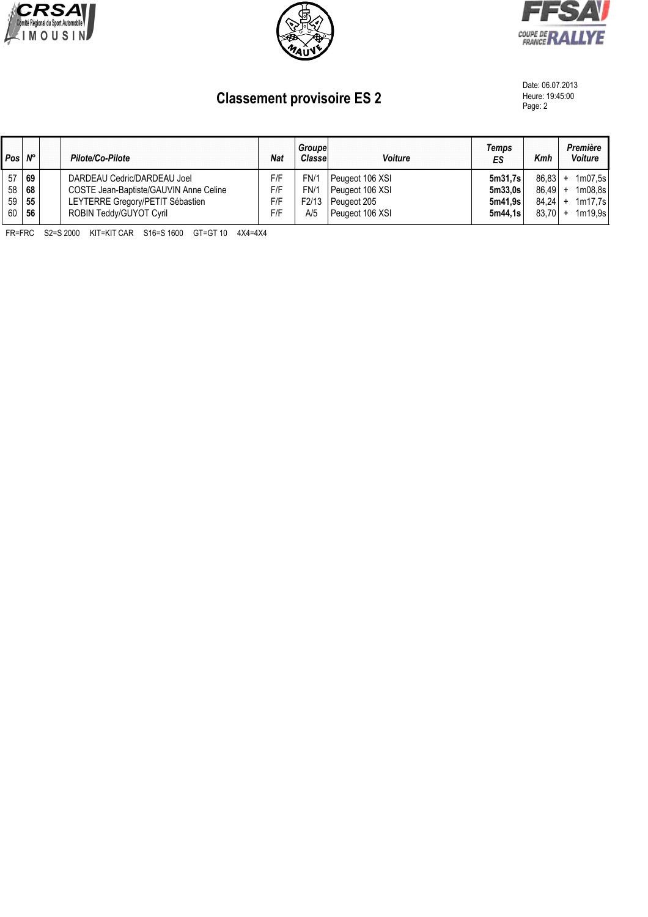# Classement provisoire ES 2

Date: 06.07.2013
Heure: 19:45:00
Page: 2

| Pos | N° | | Pilote/Co-Pilote | Nat | Groupe Classe | Voiture | Temps ES | Kmh | Première Voiture |
|---|---|---|---|---|---|---|---|---|---|
| 57 | **69** | | DARDEAU Cedric/DARDEAU Joel | F/F | FN/1 | Peugeot 106 XSI | **5m31,7s** | 86,83 | + 1m07,5s |
| 58 | **68** | | COSTE Jean-Baptiste/GAUVIN Anne Celine | F/F | FN/1 | Peugeot 106 XSI | **5m33,0s** | 86,49 | + 1m08,8s |
| 59 | **55** | | LEYTERRE Gregory/PETIT Sébastien | F/F | F2/13 | Peugeot 205 | **5m41,9s** | 84,24 | + 1m17,7s |
| 60 | **56** | | ROBIN Teddy/GUYOT Cyril | F/F | A/5 | Peugeot 106 XSI | **5m44,1s** | 83,70 | + 1m19,9s |

FR=FRC S2=S 2000 KIT=KIT CAR S16=S 1600 GT=GT 10 4X4=4X4